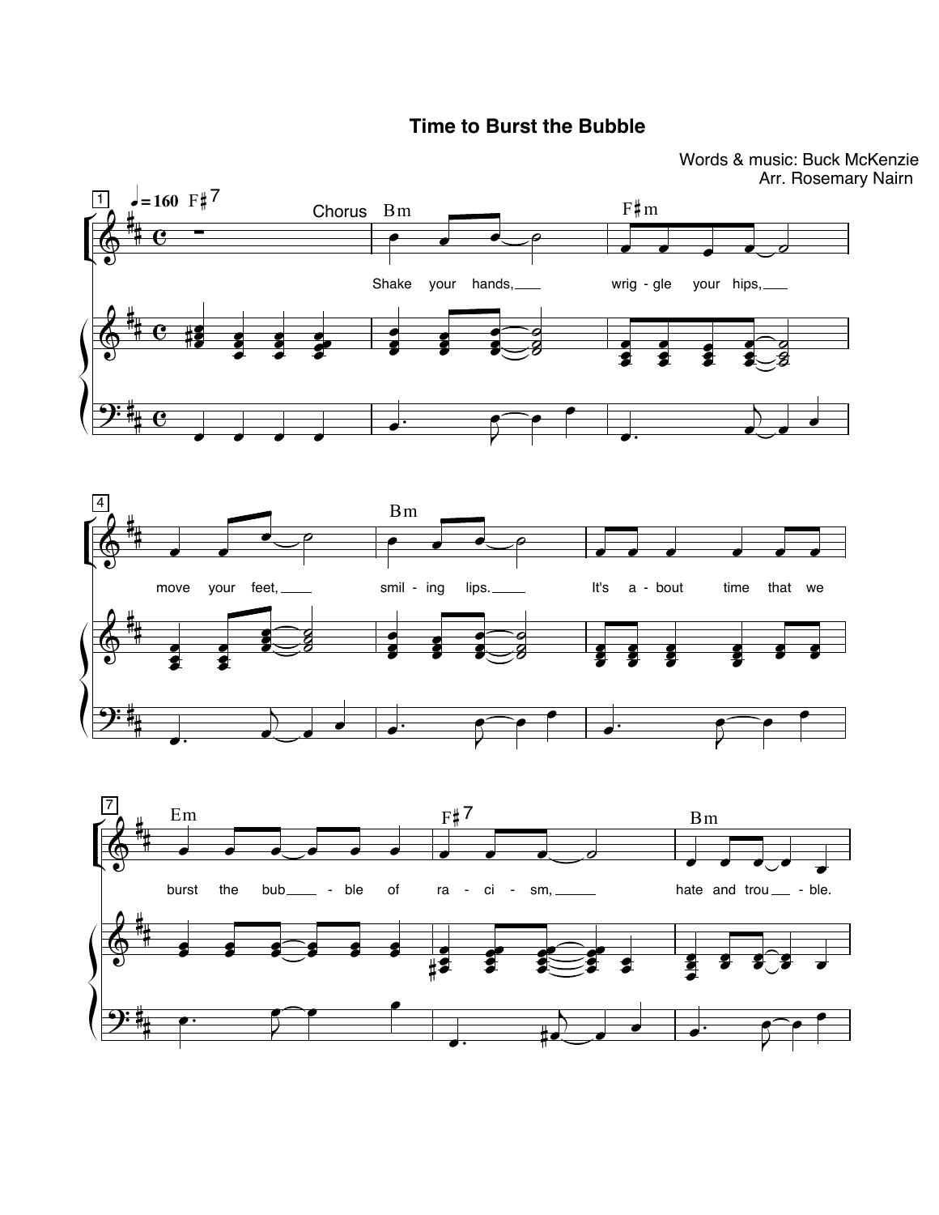# Time to Burst the Bubble

Words & music: Buck McKenzie
Arr. Rosemary Nairn

♩ = 160

Chorus

Shake your hands, wrig - gle your hips,
move your feet, smil - ing lips.
It's a - bout time that we
burst the bub - ble of ra - ci - sm,
hate and trou - ble.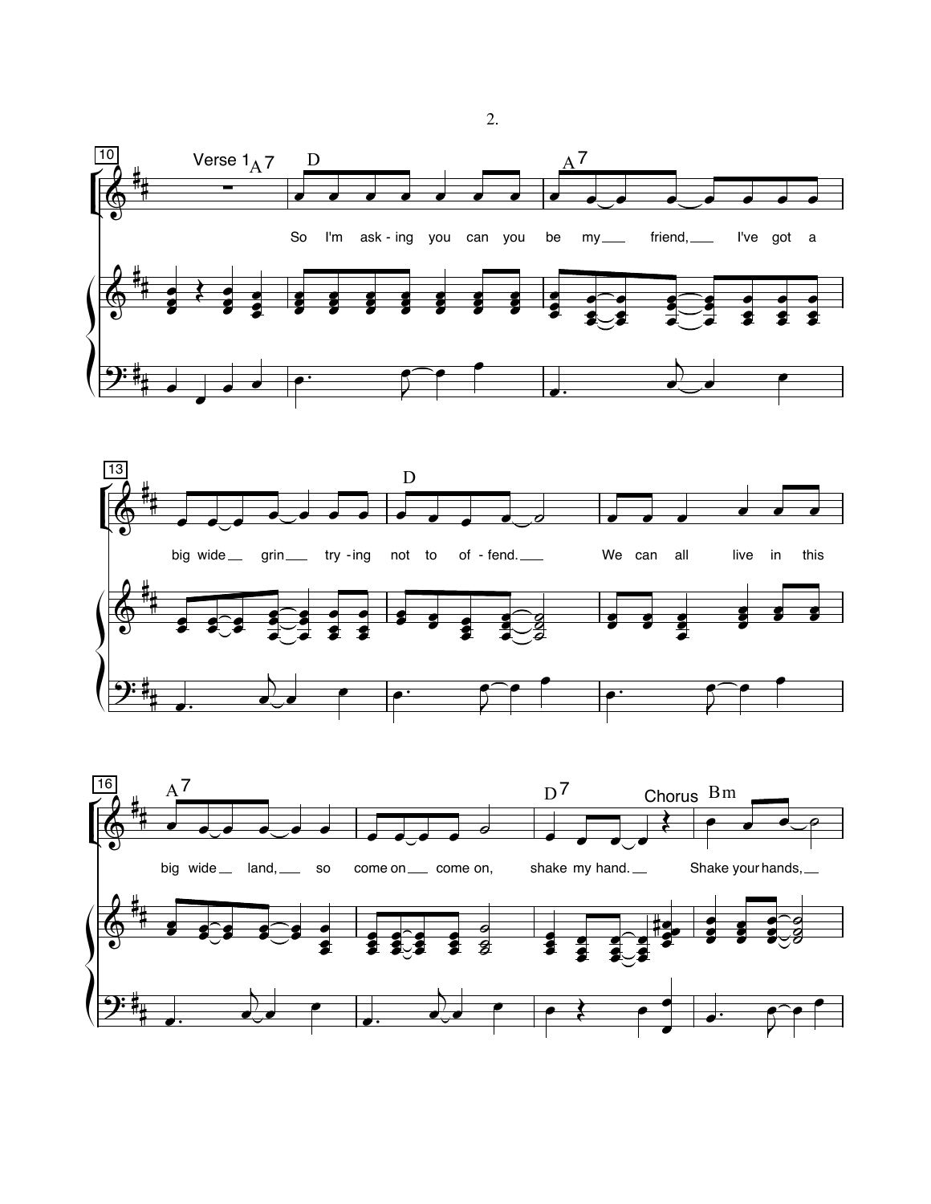Verse 1

A7 D A7

So I'm ask - ing you can you be my friend, I've got a

D

big wide grin try - ing not to of - fend. We can all live in this

A7 D7

big wide land, so come on come on, shake my hand.

Chorus Bm

Shake your hands,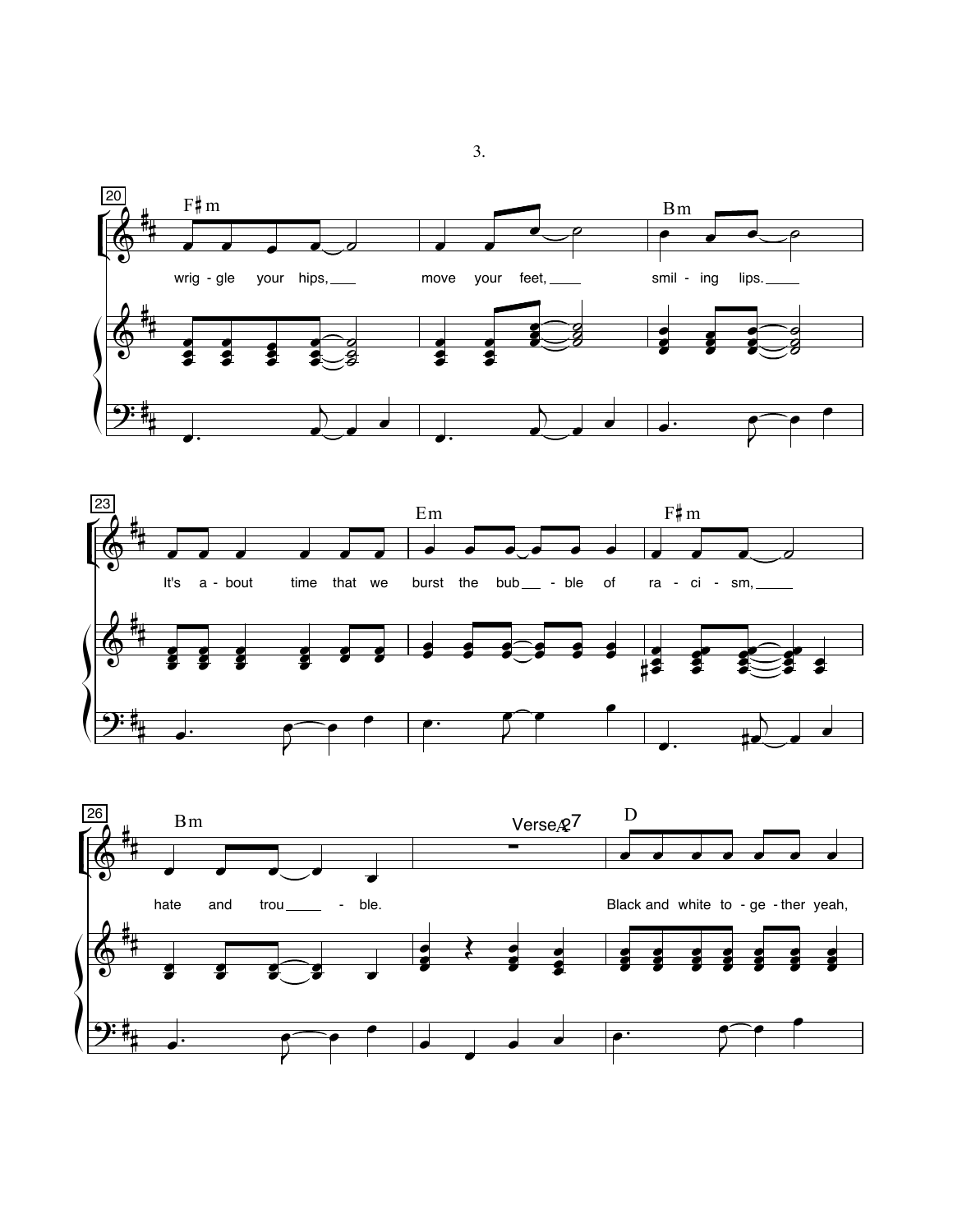20

F♯m

wrig - gle your hips, move your feet,

Bm

smil - ing lips.

23

It's a - bout time that we

Em

burst the bub - ble of

F♯m

ra - ci - sm,

26

Bm

hate and trou - ble.

Verse 2 27

D

Black and white to - ge - ther yeah,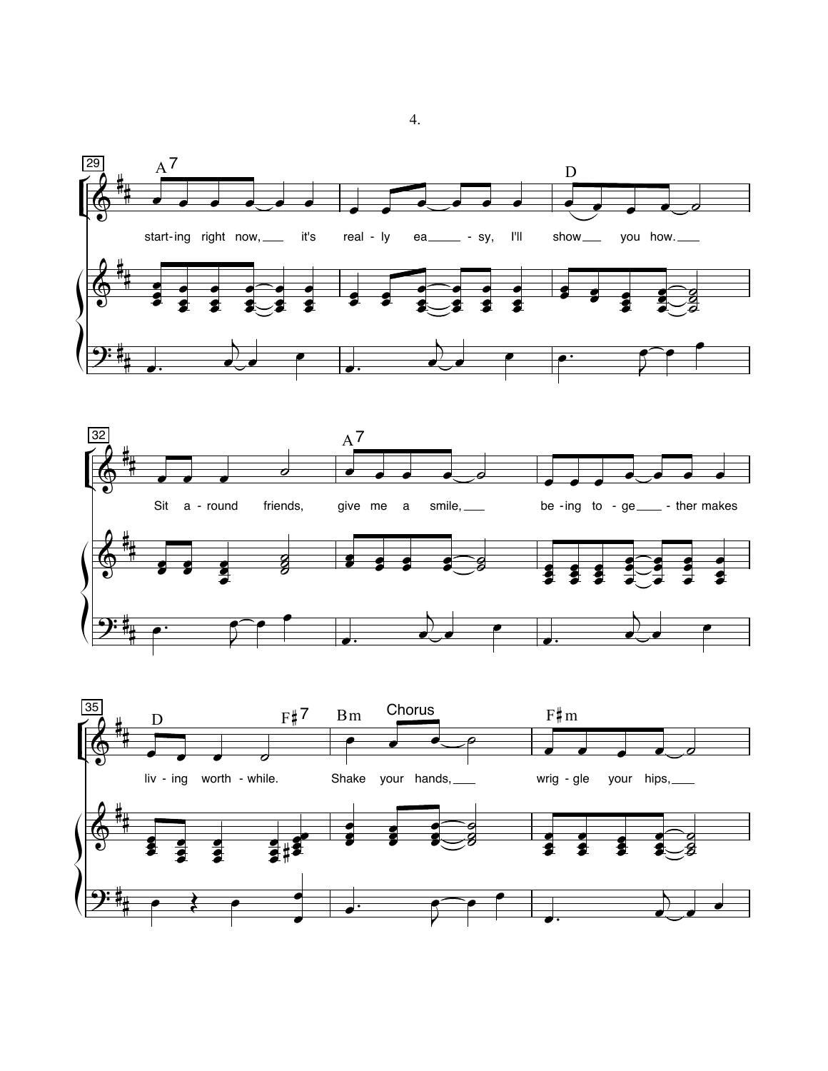29

A7 D

start-ing right now, it's real - ly ea - sy, I'll show you how.

32

A7

Sit a - round friends, give me a smile, be - ing to - ge - ther makes

35

D F♯7 Bm Chorus F♯m

liv - ing worth - while. Shake your hands, wrig - gle your hips,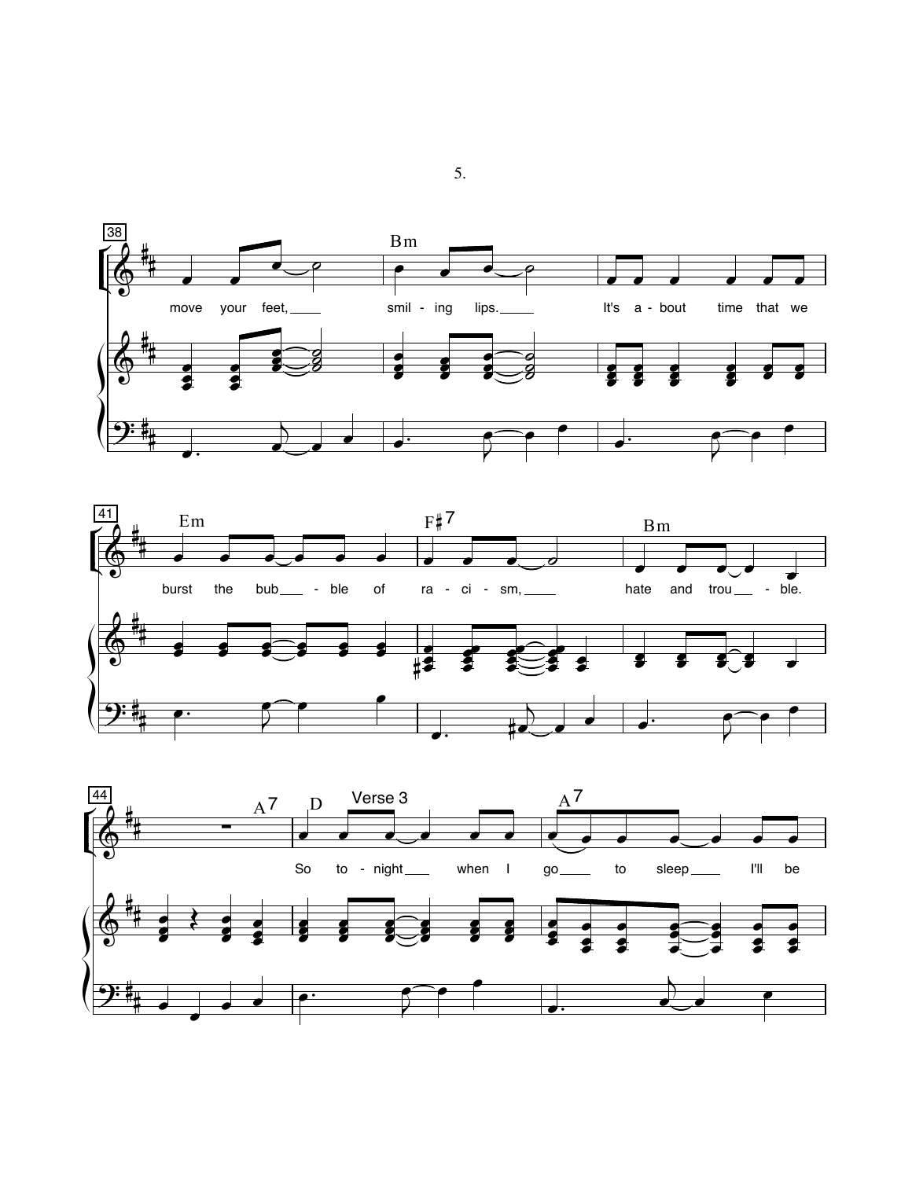38

Bm

move your feet, smil - ing lips. It's a - bout time that we

41

Em F♯7 Bm

burst the bub - ble of ra - ci - sm, hate and trou - ble.

44

A7 D A7

Verse 3

So to - night when I go to sleep I'll be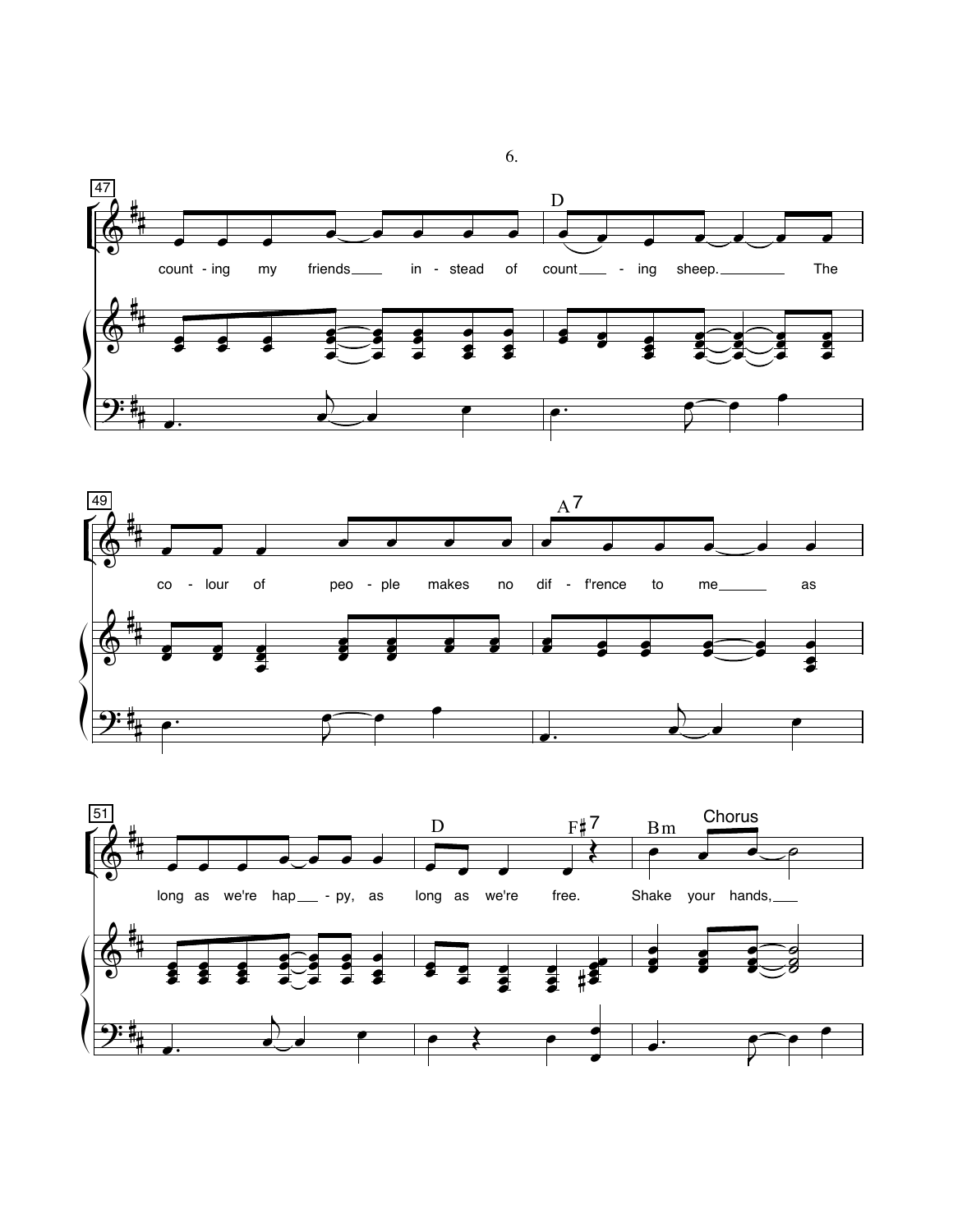47

count - ing my friends in - stead of count - ing sheep. The

D

49

co - lour of peo - ple makes no dif - f'rence to me as

A7

51

long as we're hap - py, as long as we're free. Shake your hands,

D F#7 Bm Chorus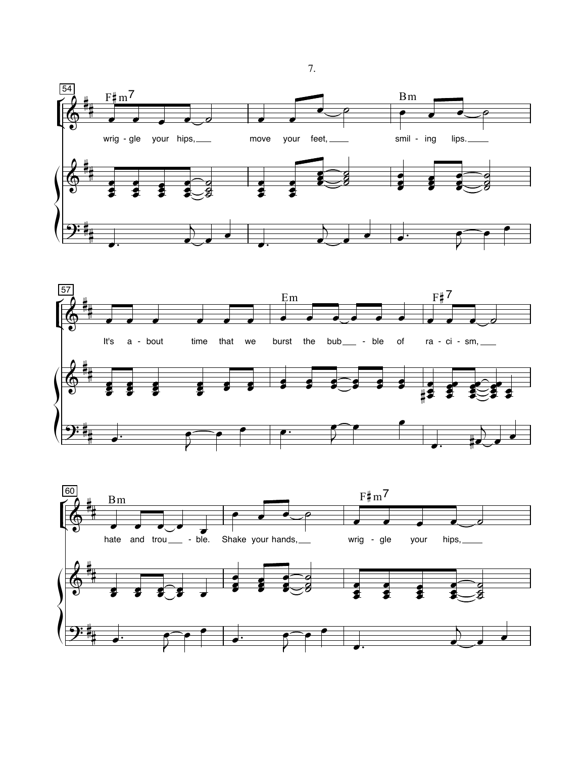54

F♯m7 — Bm

wrig - gle your hips, move your feet, smil - ing lips.

57

Em — F♯7

It's a - bout time that we burst the bub - ble of ra - ci - sm,

60

Bm — F♯m7

hate and trou - ble. Shake your hands, wrig - gle your hips,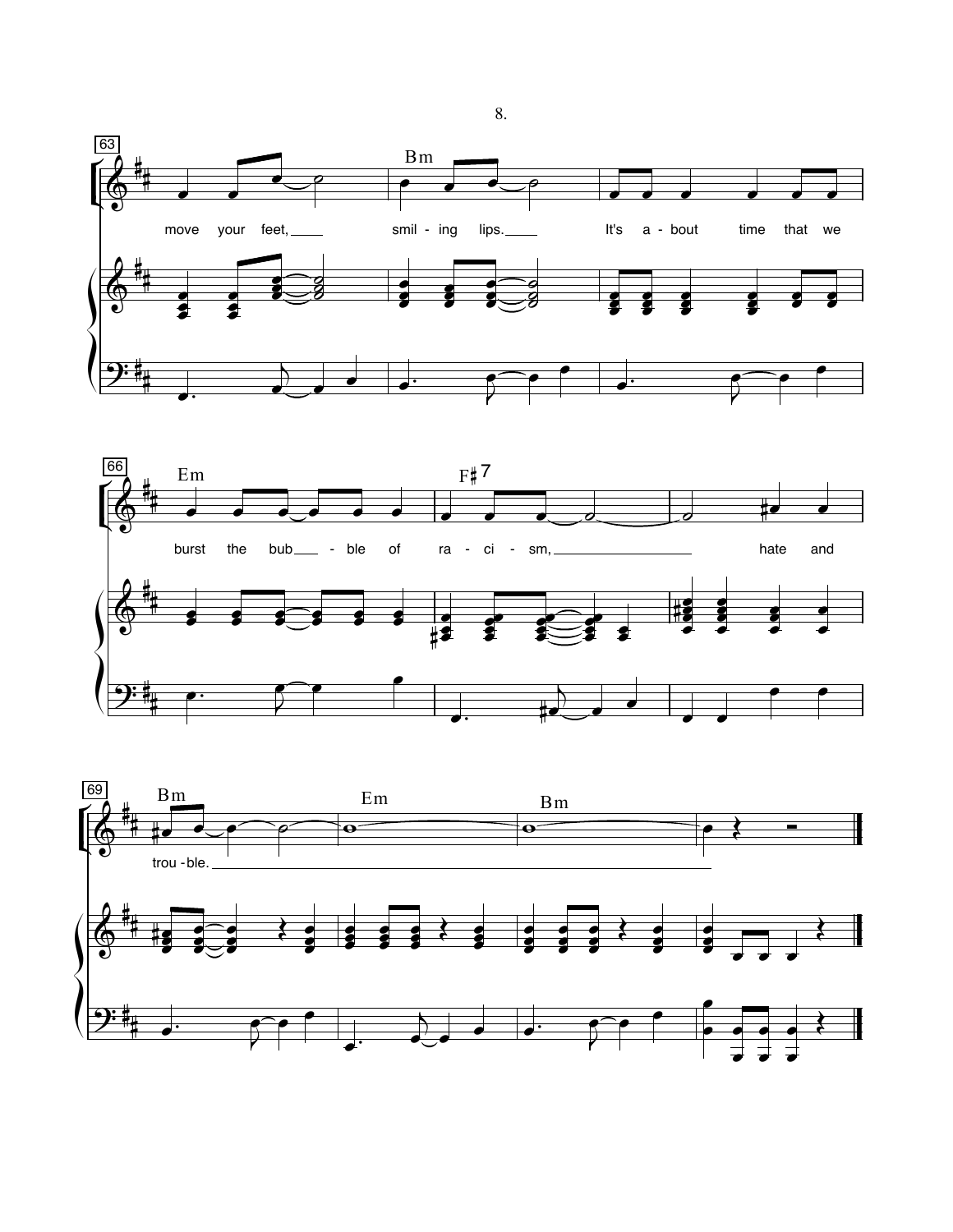63

Bm

move your feet, smil - ing lips. It's a - bout time that we

66

Em F♯7

burst the bub - ble of ra - ci - sm, hate and

69

Bm Em Bm

trou - ble.